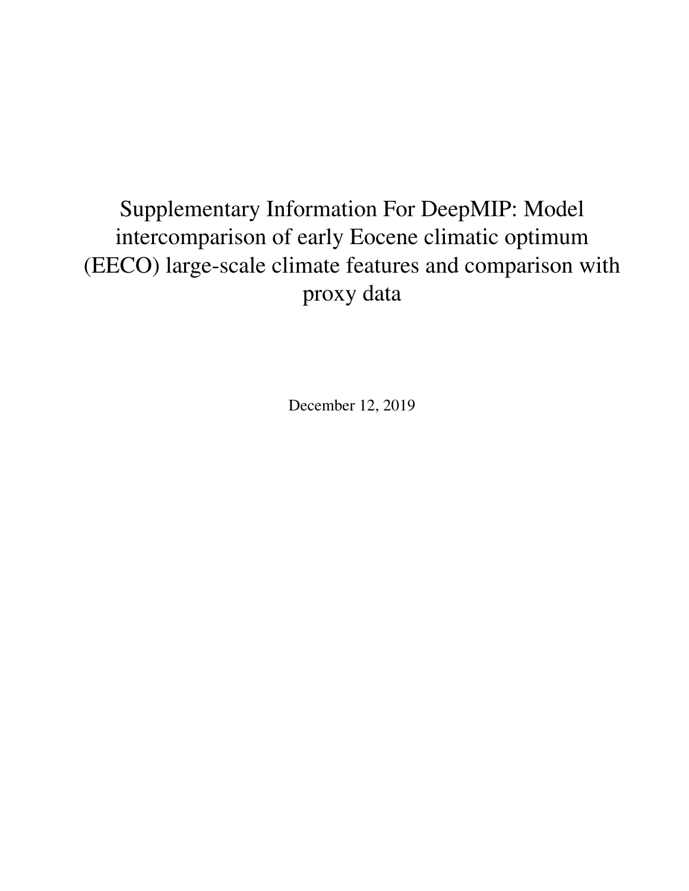# Supplementary Information For DeepMIP: Model intercomparison of early Eocene climatic optimum (EECO) large-scale climate features and comparison with proxy data

December 12, 2019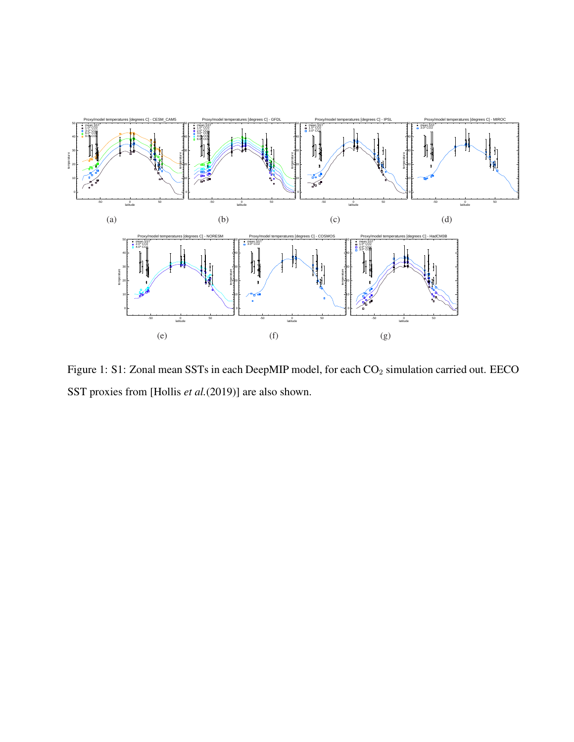Figure 1: S1: Zonal mean SSTs in each DeepMIP model, for each $CO_2$ simulation carried out. EECO SST proxies from [Hollis *et al.*(2019)] are also shown.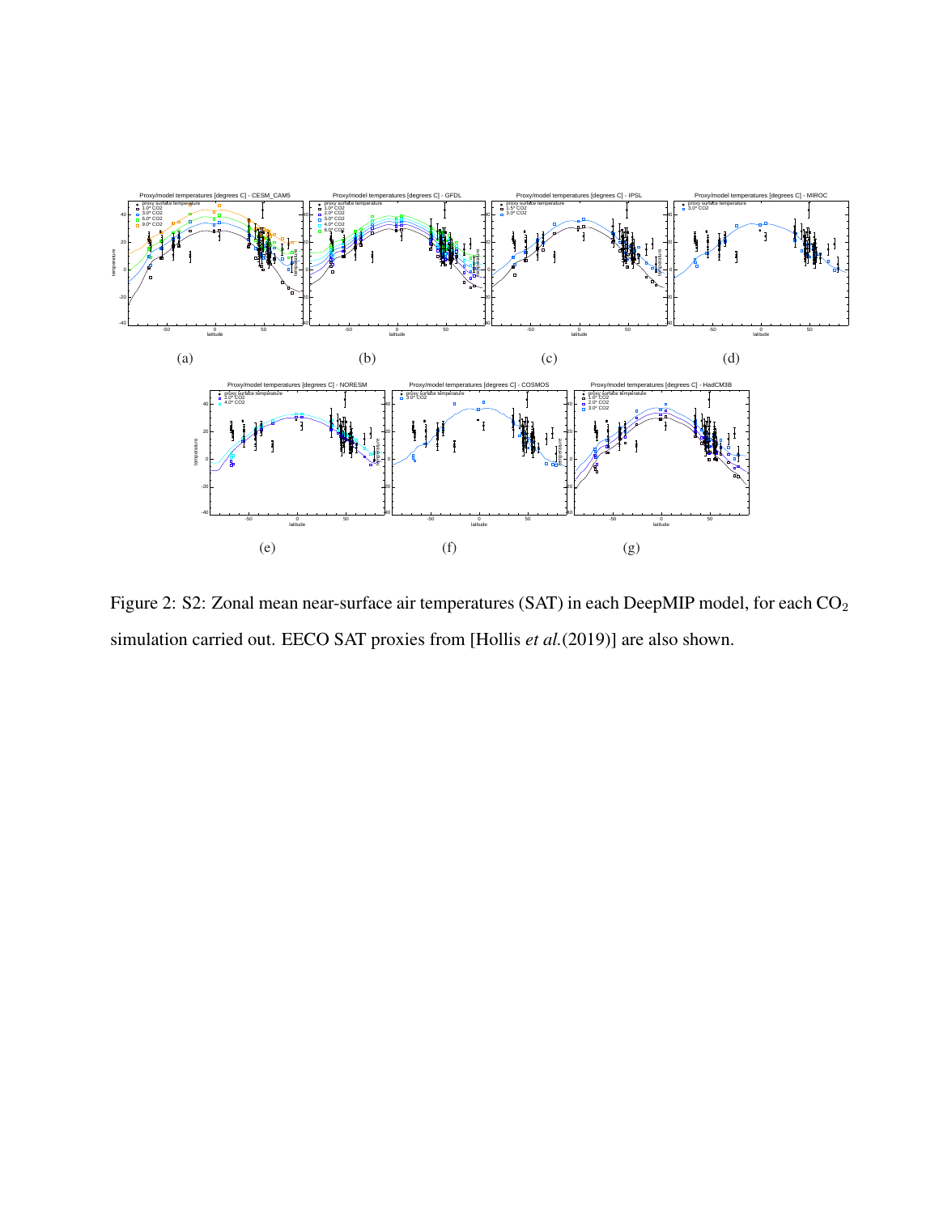(a) (b) (c) (d)

(e) (f) (g)

Figure 2: S2: Zonal mean near-surface air temperatures (SAT) in each DeepMIP model, for each $CO_2$ simulation carried out. EECO SAT proxies from [Hollis *et al.*(2019)] are also shown.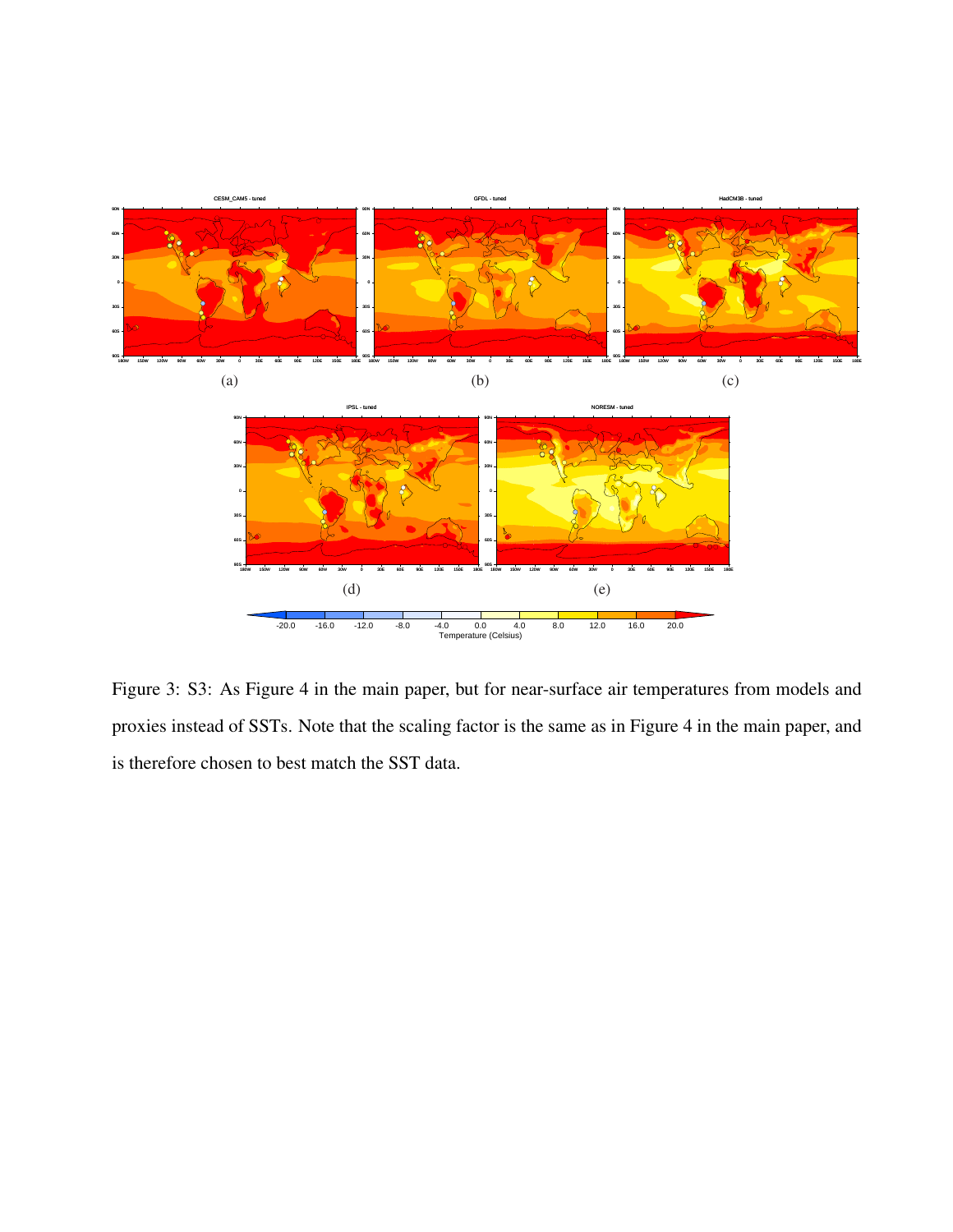Figure 3: S3: As Figure 4 in the main paper, but for near-surface air temperatures from models and proxies instead of SSTs. Note that the scaling factor is the same as in Figure 4 in the main paper, and is therefore chosen to best match the SST data.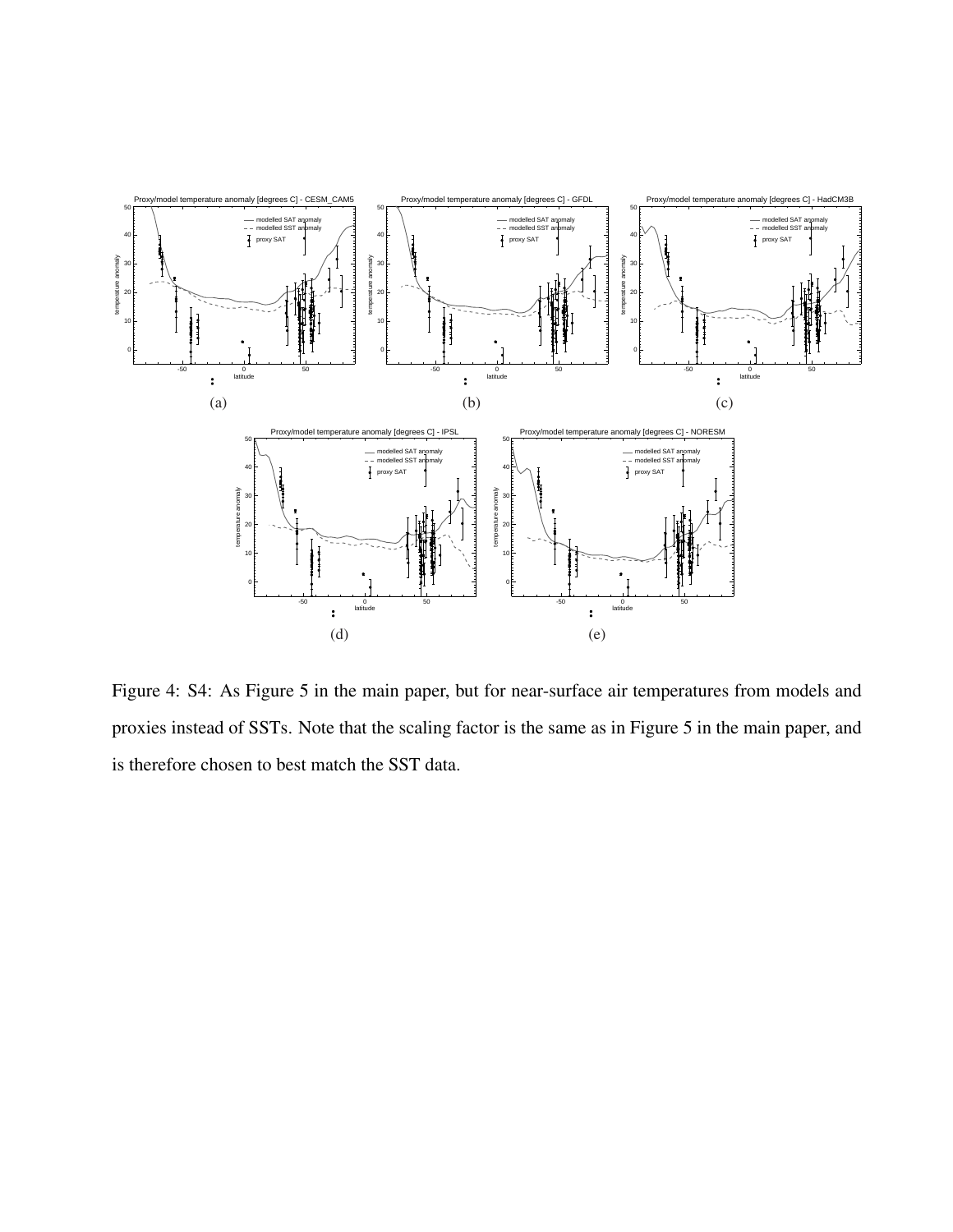(a)

(b)

(c)

(d)

(e)

Figure 4: S4: As Figure 5 in the main paper, but for near-surface air temperatures from models and proxies instead of SSTs. Note that the scaling factor is the same as in Figure 5 in the main paper, and is therefore chosen to best match the SST data.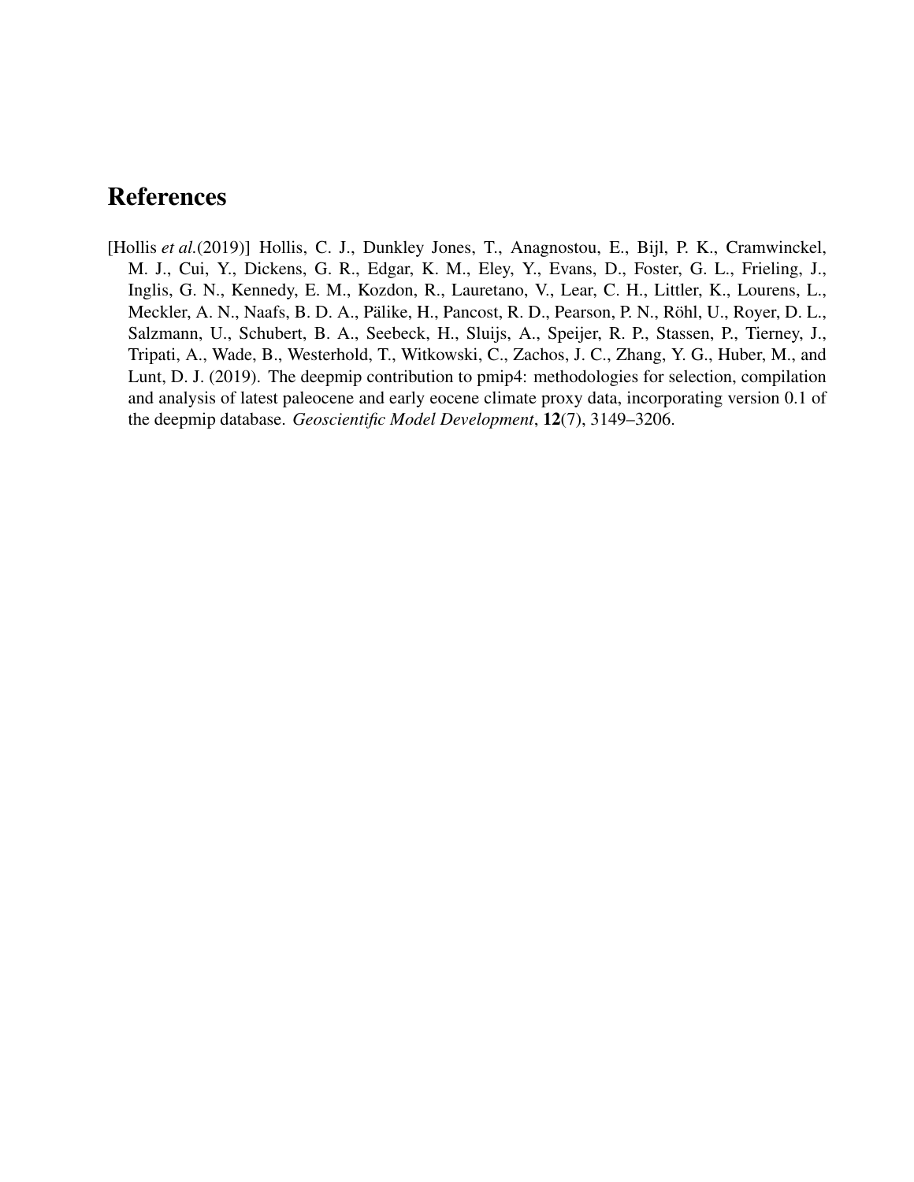# References

[Hollis *et al.*(2019)] Hollis, C. J., Dunkley Jones, T., Anagnostou, E., Bijl, P. K., Cramwinckel, M. J., Cui, Y., Dickens, G. R., Edgar, K. M., Eley, Y., Evans, D., Foster, G. L., Frieling, J., Inglis, G. N., Kennedy, E. M., Kozdon, R., Lauretano, V., Lear, C. H., Littler, K., Lourens, L., Meckler, A. N., Naafs, B. D. A., Pälike, H., Pancost, R. D., Pearson, P. N., Röhl, U., Royer, D. L., Salzmann, U., Schubert, B. A., Seebeck, H., Sluijs, A., Speijer, R. P., Stassen, P., Tierney, J., Tripati, A., Wade, B., Westerhold, T., Witkowski, C., Zachos, J. C., Zhang, Y. G., Huber, M., and Lunt, D. J. (2019). The deepmip contribution to pmip4: methodologies for selection, compilation and analysis of latest paleocene and early eocene climate proxy data, incorporating version 0.1 of the deepmip database. *Geoscientific Model Development*, **12**(7), 3149–3206.